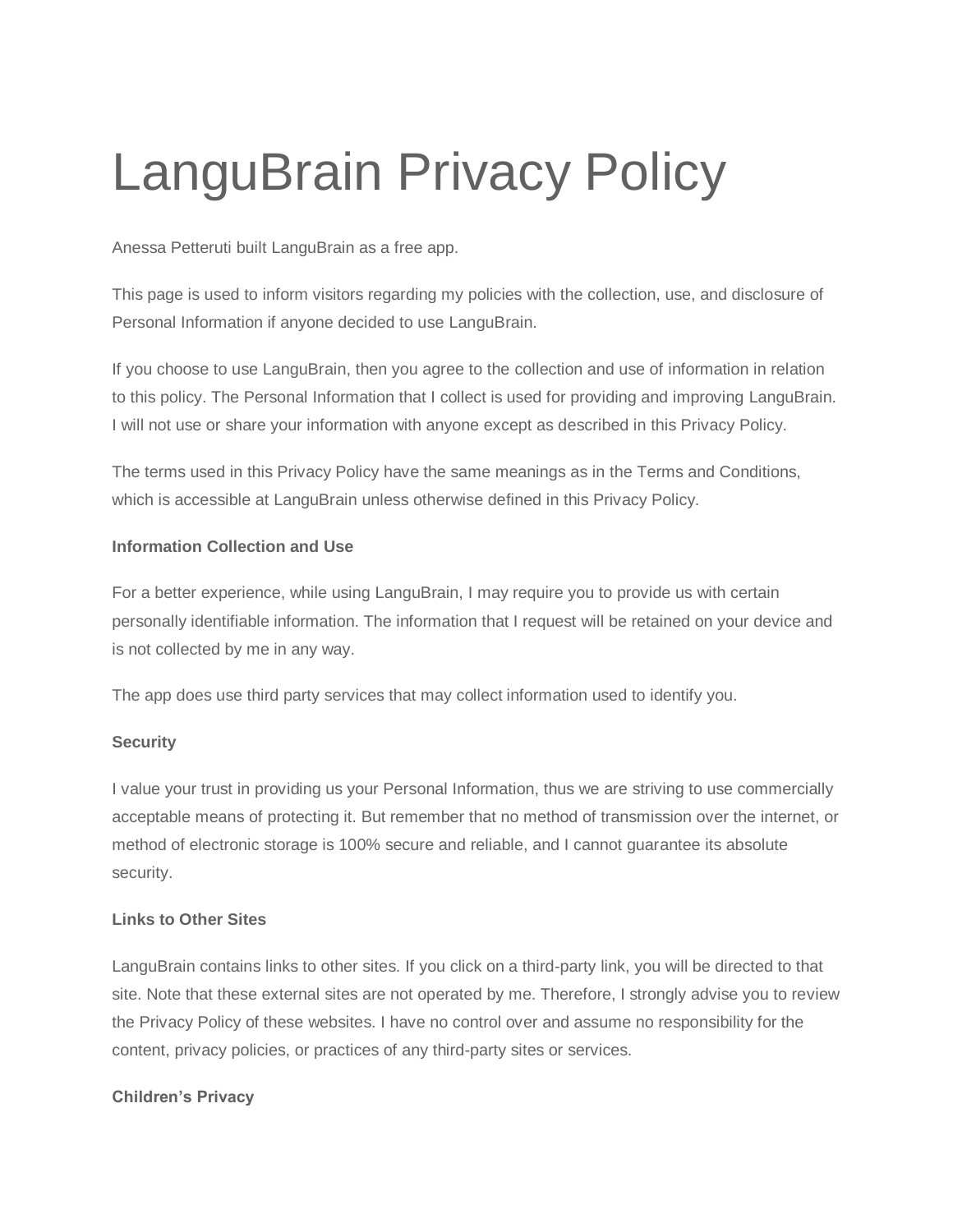# LanguBrain Privacy Policy

Anessa Petteruti built LanguBrain as a free app.

This page is used to inform visitors regarding my policies with the collection, use, and disclosure of Personal Information if anyone decided to use LanguBrain.

If you choose to use LanguBrain, then you agree to the collection and use of information in relation to this policy. The Personal Information that I collect is used for providing and improving LanguBrain. I will not use or share your information with anyone except as described in this Privacy Policy.

The terms used in this Privacy Policy have the same meanings as in the Terms and Conditions, which is accessible at LanguBrain unless otherwise defined in this Privacy Policy.

**Information Collection and Use**

For a better experience, while using LanguBrain, I may require you to provide us with certain personally identifiable information. The information that I request will be retained on your device and is not collected by me in any way.

The app does use third party services that may collect information used to identify you.

**Security**

I value your trust in providing us your Personal Information, thus we are striving to use commercially acceptable means of protecting it. But remember that no method of transmission over the internet, or method of electronic storage is 100% secure and reliable, and I cannot guarantee its absolute security.

**Links to Other Sites**

LanguBrain contains links to other sites. If you click on a third-party link, you will be directed to that site. Note that these external sites are not operated by me. Therefore, I strongly advise you to review the Privacy Policy of these websites. I have no control over and assume no responsibility for the content, privacy policies, or practices of any third-party sites or services.

**Children's Privacy**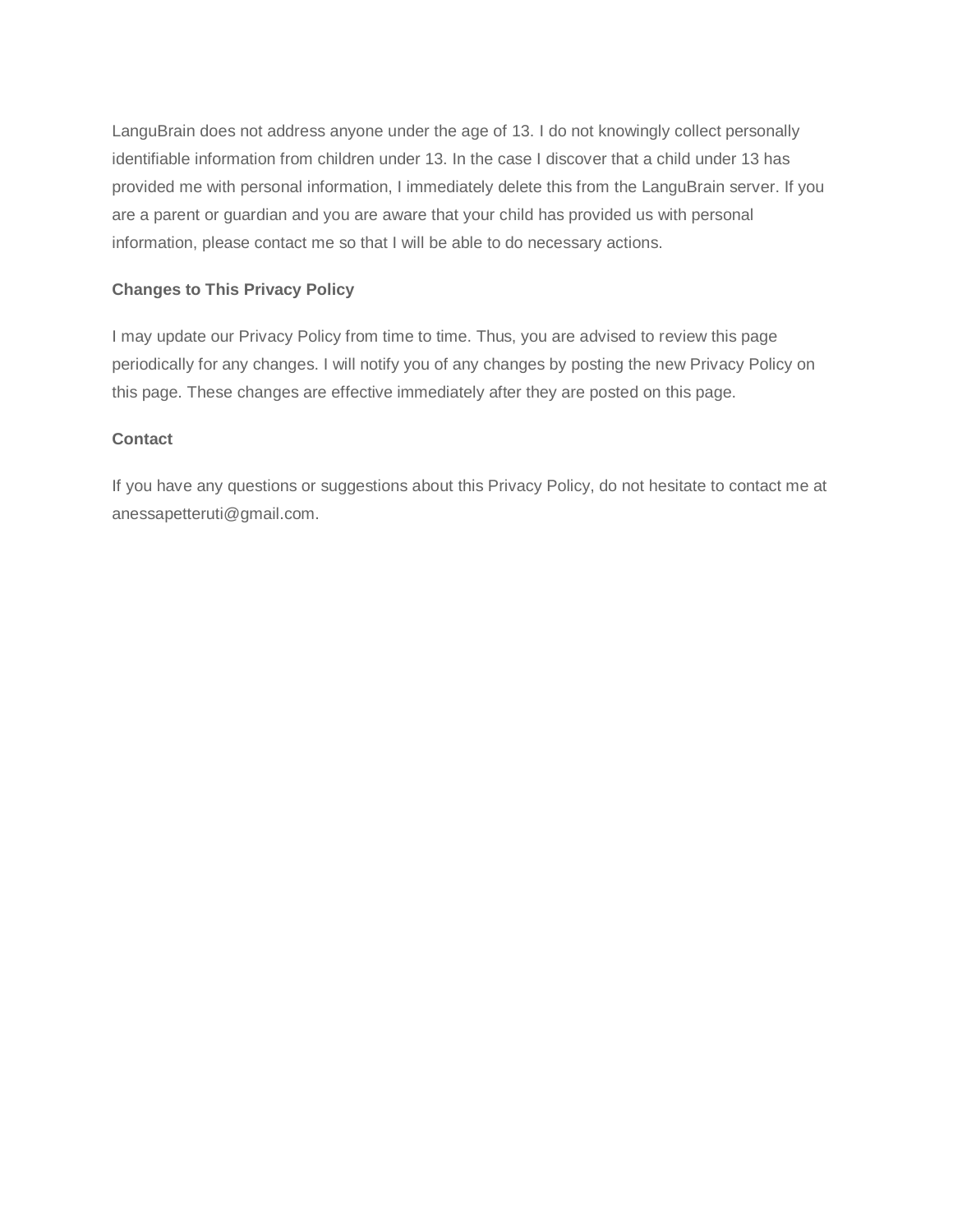LanguBrain does not address anyone under the age of 13. I do not knowingly collect personally identifiable information from children under 13. In the case I discover that a child under 13 has provided me with personal information, I immediately delete this from the LanguBrain server. If you are a parent or guardian and you are aware that your child has provided us with personal information, please contact me so that I will be able to do necessary actions.

**Changes to This Privacy Policy**

I may update our Privacy Policy from time to time. Thus, you are advised to review this page periodically for any changes. I will notify you of any changes by posting the new Privacy Policy on this page. These changes are effective immediately after they are posted on this page.

**Contact**

If you have any questions or suggestions about this Privacy Policy, do not hesitate to contact me at anessapetteruti@gmail.com.